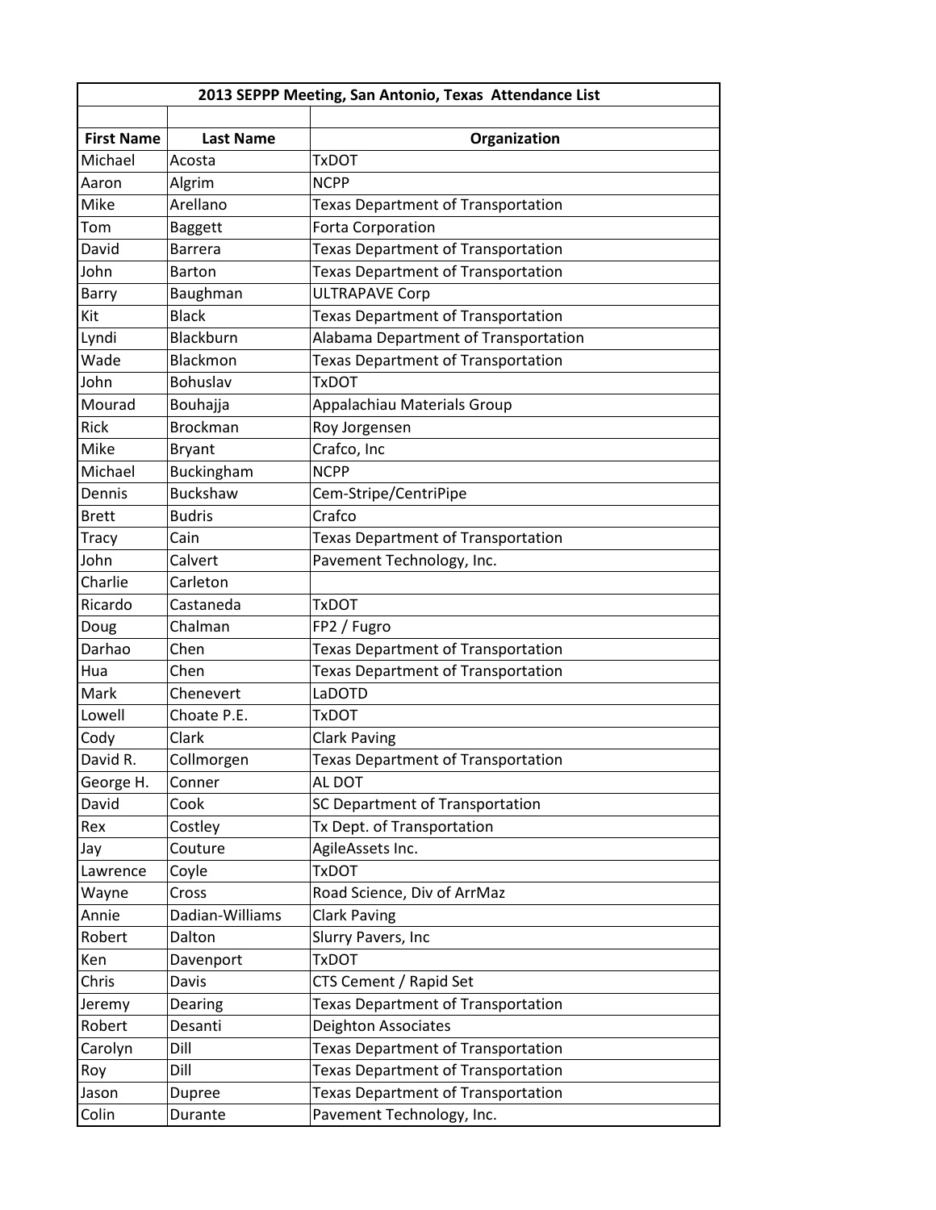| 2013 SEPPP Meeting, San Antonio, Texas Attendance List | | |
|---|---|---|
| | | |
| **First Name** | **Last Name** | **Organization** |
| Michael | Acosta | TxDOT |
| Aaron | Algrim | NCPP |
| Mike | Arellano | Texas Department of Transportation |
| Tom | Baggett | Forta Corporation |
| David | Barrera | Texas Department of Transportation |
| John | Barton | Texas Department of Transportation |
| Barry | Baughman | ULTRAPAVE Corp |
| Kit | Black | Texas Department of Transportation |
| Lyndi | Blackburn | Alabama Department of Transportation |
| Wade | Blackmon | Texas Department of Transportation |
| John | Bohuslav | TxDOT |
| Mourad | Bouhajja | Appalachiau Materials Group |
| Rick | Brockman | Roy Jorgensen |
| Mike | Bryant | Crafco, Inc |
| Michael | Buckingham | NCPP |
| Dennis | Buckshaw | Cem-Stripe/CentriPipe |
| Brett | Budris | Crafco |
| Tracy | Cain | Texas Department of Transportation |
| John | Calvert | Pavement Technology, Inc. |
| Charlie | Carleton | |
| Ricardo | Castaneda | TxDOT |
| Doug | Chalman | FP2 / Fugro |
| Darhao | Chen | Texas Department of Transportation |
| Hua | Chen | Texas Department of Transportation |
| Mark | Chenevert | LaDOTD |
| Lowell | Choate P.E. | TxDOT |
| Cody | Clark | Clark Paving |
| David R. | Collmorgen | Texas Department of Transportation |
| George H. | Conner | AL DOT |
| David | Cook | SC Department of Transportation |
| Rex | Costley | Tx Dept. of Transportation |
| Jay | Couture | AgileAssets Inc. |
| Lawrence | Coyle | TxDOT |
| Wayne | Cross | Road Science, Div of ArrMaz |
| Annie | Dadian-Williams | Clark Paving |
| Robert | Dalton | Slurry Pavers, Inc |
| Ken | Davenport | TxDOT |
| Chris | Davis | CTS Cement / Rapid Set |
| Jeremy | Dearing | Texas Department of Transportation |
| Robert | Desanti | Deighton Associates |
| Carolyn | Dill | Texas Department of Transportation |
| Roy | Dill | Texas Department of Transportation |
| Jason | Dupree | Texas Department of Transportation |
| Colin | Durante | Pavement Technology, Inc. |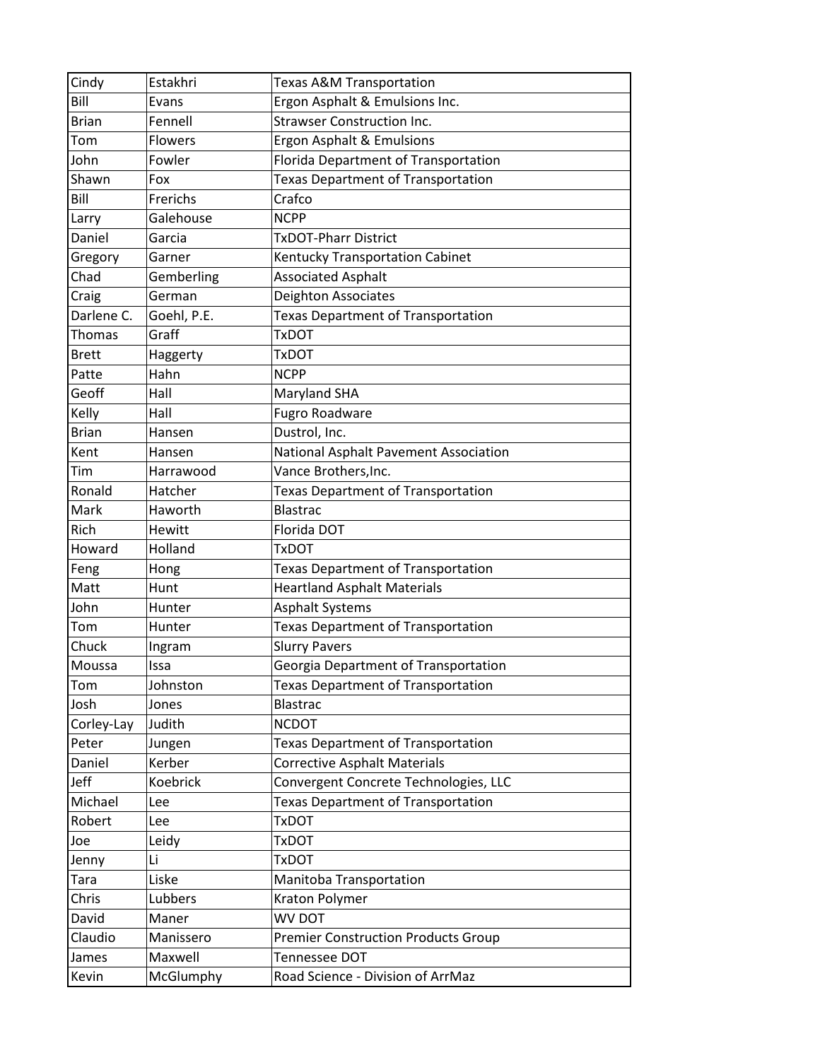| | | |
|---|---|---|
| Cindy | Estakhri | Texas A&M Transportation |
| Bill | Evans | Ergon Asphalt & Emulsions Inc. |
| Brian | Fennell | Strawser Construction Inc. |
| Tom | Flowers | Ergon Asphalt & Emulsions |
| John | Fowler | Florida Department of Transportation |
| Shawn | Fox | Texas Department of Transportation |
| Bill | Frerichs | Crafco |
| Larry | Galehouse | NCPP |
| Daniel | Garcia | TxDOT-Pharr District |
| Gregory | Garner | Kentucky Transportation Cabinet |
| Chad | Gemberling | Associated Asphalt |
| Craig | German | Deighton Associates |
| Darlene C. | Goehl, P.E. | Texas Department of Transportation |
| Thomas | Graff | TxDOT |
| Brett | Haggerty | TxDOT |
| Patte | Hahn | NCPP |
| Geoff | Hall | Maryland SHA |
| Kelly | Hall | Fugro Roadware |
| Brian | Hansen | Dustrol, Inc. |
| Kent | Hansen | National Asphalt Pavement Association |
| Tim | Harrawood | Vance Brothers,Inc. |
| Ronald | Hatcher | Texas Department of Transportation |
| Mark | Haworth | Blastrac |
| Rich | Hewitt | Florida DOT |
| Howard | Holland | TxDOT |
| Feng | Hong | Texas Department of Transportation |
| Matt | Hunt | Heartland Asphalt Materials |
| John | Hunter | Asphalt Systems |
| Tom | Hunter | Texas Department of Transportation |
| Chuck | Ingram | Slurry Pavers |
| Moussa | Issa | Georgia Department of Transportation |
| Tom | Johnston | Texas Department of Transportation |
| Josh | Jones | Blastrac |
| Corley-Lay | Judith | NCDOT |
| Peter | Jungen | Texas Department of Transportation |
| Daniel | Kerber | Corrective Asphalt Materials |
| Jeff | Koebrick | Convergent Concrete Technologies, LLC |
| Michael | Lee | Texas Department of Transportation |
| Robert | Lee | TxDOT |
| Joe | Leidy | TxDOT |
| Jenny | Li | TxDOT |
| Tara | Liske | Manitoba Transportation |
| Chris | Lubbers | Kraton Polymer |
| David | Maner | WV DOT |
| Claudio | Manissero | Premier Construction Products Group |
| James | Maxwell | Tennessee DOT |
| Kevin | McGlumphy | Road Science - Division of ArrMaz |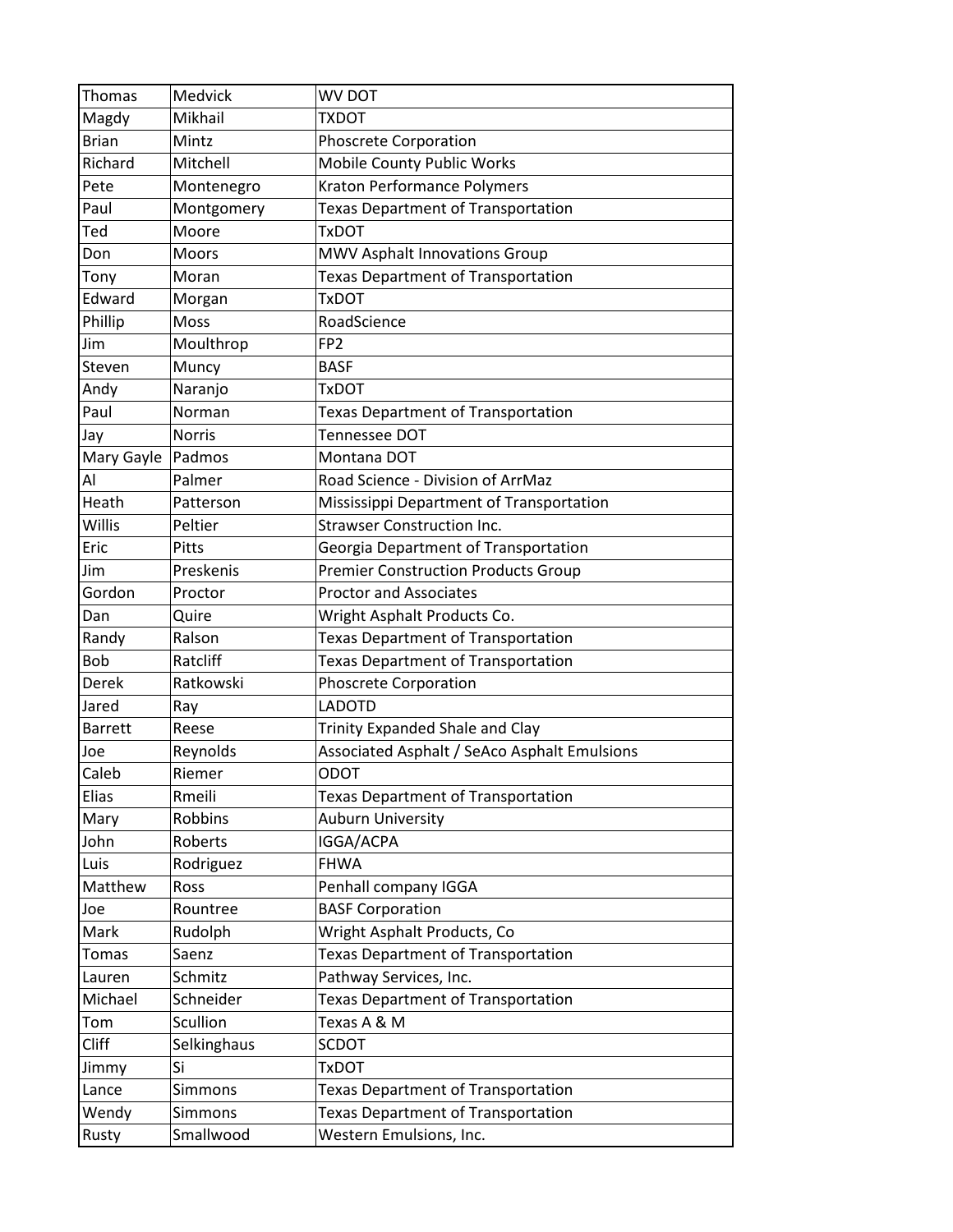| Thomas | Medvick | WV DOT |
| --- | --- | --- |
| Magdy | Mikhail | TXDOT |
| Brian | Mintz | Phoscrete Corporation |
| Richard | Mitchell | Mobile County Public Works |
| Pete | Montenegro | Kraton Performance Polymers |
| Paul | Montgomery | Texas Department of Transportation |
| Ted | Moore | TxDOT |
| Don | Moors | MWV Asphalt Innovations Group |
| Tony | Moran | Texas Department of Transportation |
| Edward | Morgan | TxDOT |
| Phillip | Moss | RoadScience |
| Jim | Moulthrop | FP2 |
| Steven | Muncy | BASF |
| Andy | Naranjo | TxDOT |
| Paul | Norman | Texas Department of Transportation |
| Jay | Norris | Tennessee DOT |
| Mary Gayle | Padmos | Montana DOT |
| Al | Palmer | Road Science - Division of ArrMaz |
| Heath | Patterson | Mississippi Department of Transportation |
| Willis | Peltier | Strawser Construction Inc. |
| Eric | Pitts | Georgia Department of Transportation |
| Jim | Preskenis | Premier Construction Products Group |
| Gordon | Proctor | Proctor and Associates |
| Dan | Quire | Wright Asphalt Products Co. |
| Randy | Ralson | Texas Department of Transportation |
| Bob | Ratcliff | Texas Department of Transportation |
| Derek | Ratkowski | Phoscrete Corporation |
| Jared | Ray | LADOTD |
| Barrett | Reese | Trinity Expanded Shale and Clay |
| Joe | Reynolds | Associated Asphalt / SeAco Asphalt Emulsions |
| Caleb | Riemer | ODOT |
| Elias | Rmeili | Texas Department of Transportation |
| Mary | Robbins | Auburn University |
| John | Roberts | IGGA/ACPA |
| Luis | Rodriguez | FHWA |
| Matthew | Ross | Penhall company IGGA |
| Joe | Rountree | BASF Corporation |
| Mark | Rudolph | Wright Asphalt Products, Co |
| Tomas | Saenz | Texas Department of Transportation |
| Lauren | Schmitz | Pathway Services, Inc. |
| Michael | Schneider | Texas Department of Transportation |
| Tom | Scullion | Texas A & M |
| Cliff | Selkinghaus | SCDOT |
| Jimmy | Si | TxDOT |
| Lance | Simmons | Texas Department of Transportation |
| Wendy | Simmons | Texas Department of Transportation |
| Rusty | Smallwood | Western Emulsions, Inc. |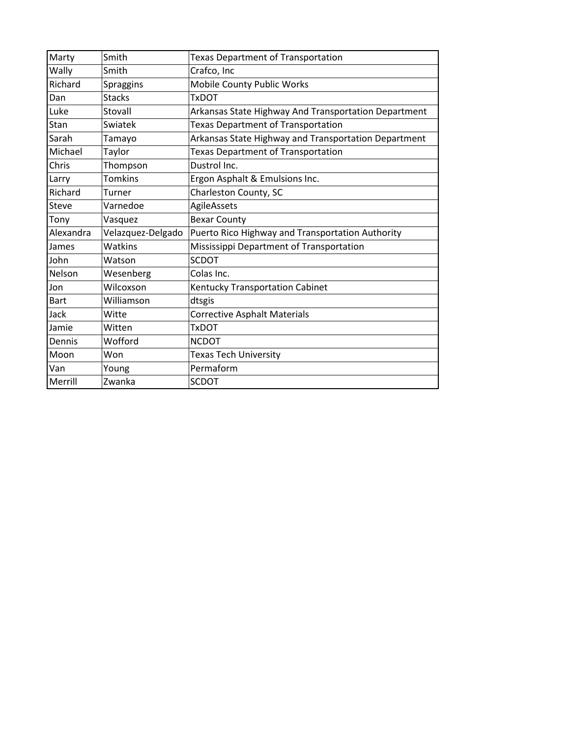| | | |
|---|---|---|
| Marty | Smith | Texas Department of Transportation |
| Wally | Smith | Crafco, Inc |
| Richard | Spraggins | Mobile County Public Works |
| Dan | Stacks | TxDOT |
| Luke | Stovall | Arkansas State Highway And Transportation Department |
| Stan | Swiatek | Texas Department of Transportation |
| Sarah | Tamayo | Arkansas State Highway and Transportation Department |
| Michael | Taylor | Texas Department of Transportation |
| Chris | Thompson | Dustrol Inc. |
| Larry | Tomkins | Ergon Asphalt & Emulsions Inc. |
| Richard | Turner | Charleston County, SC |
| Steve | Varnedoe | AgileAssets |
| Tony | Vasquez | Bexar County |
| Alexandra | Velazquez-Delgado | Puerto Rico Highway and Transportation Authority |
| James | Watkins | Mississippi Department of Transportation |
| John | Watson | SCDOT |
| Nelson | Wesenberg | Colas Inc. |
| Jon | Wilcoxson | Kentucky Transportation Cabinet |
| Bart | Williamson | dtsgis |
| Jack | Witte | Corrective Asphalt Materials |
| Jamie | Witten | TxDOT |
| Dennis | Wofford | NCDOT |
| Moon | Won | Texas Tech University |
| Van | Young | Permaform |
| Merrill | Zwanka | SCDOT |